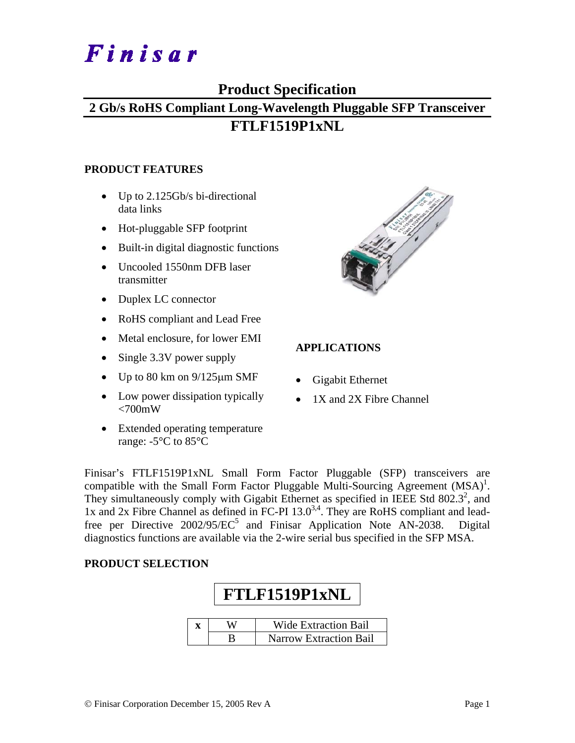# Finisar

## Product Specification

## 2 Gb/s RoHS Compliant Long-Wavelength Pluggable SFP Transceiver

## FTLF1519P1xNL

### PRODUCT FEATURES

- Up to 2.125Gb/s bi-directional data links
- Hot-pluggable SFP footprint
- Built-in digital diagnostic functions
- Uncooled 1550nm DFB laser transmitter
- Duplex LC connector
- RoHS compliant and Lead Free
- Metal enclosure, for lower EMI
- Single 3.3V power supply
- Up to 80 km on 9/125μm SMF
- Low power dissipation typically <700mW
- Extended operating temperature range: -5°C to 85°C

### APPLICATIONS

- Gigabit Ethernet
- 1X and 2X Fibre Channel

Finisar's FTLF1519P1xNL Small Form Factor Pluggable (SFP) transceivers are compatible with the Small Form Factor Pluggable Multi-Sourcing Agreement (MSA)[1]. They simultaneously comply with Gigabit Ethernet as specified in IEEE Std 802.3[2], and 1x and 2x Fibre Channel as defined in FC-PI 13.0[3,4]. They are RoHS compliant and lead-free per Directive 2002/95/EC[5] and Finisar Application Note AN-2038. Digital diagnostics functions are available via the 2-wire serial bus specified in the SFP MSA.

### PRODUCT SELECTION

**FTLF1519P1xNL**

| x | W | Wide Extraction Bail |
|---|---|---|
| | B | Narrow Extraction Bail |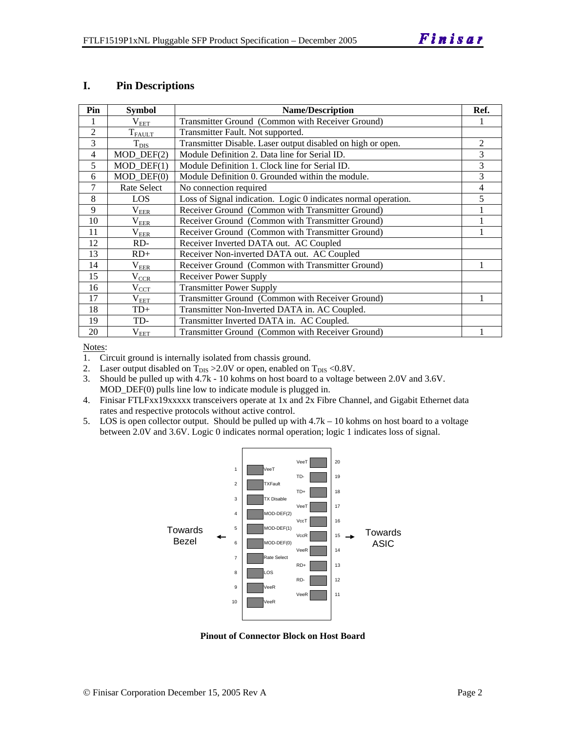## I. Pin Descriptions

| Pin | Symbol | Name/Description | Ref. |
|---|---|---|---|
| 1 | $V_{EET}$ | Transmitter Ground (Common with Receiver Ground) | 1 |
| 2 | $T_{FAULT}$ | Transmitter Fault. Not supported. | |
| 3 | $T_{DIS}$ | Transmitter Disable. Laser output disabled on high or open. | 2 |
| 4 | MOD_DEF(2) | Module Definition 2. Data line for Serial ID. | 3 |
| 5 | MOD_DEF(1) | Module Definition 1. Clock line for Serial ID. | 3 |
| 6 | MOD_DEF(0) | Module Definition 0. Grounded within the module. | 3 |
| 7 | Rate Select | No connection required | 4 |
| 8 | LOS | Loss of Signal indication. Logic 0 indicates normal operation. | 5 |
| 9 | $V_{EER}$ | Receiver Ground (Common with Transmitter Ground) | 1 |
| 10 | $V_{EER}$ | Receiver Ground (Common with Transmitter Ground) | 1 |
| 11 | $V_{EER}$ | Receiver Ground (Common with Transmitter Ground) | 1 |
| 12 | RD- | Receiver Inverted DATA out. AC Coupled | |
| 13 | RD+ | Receiver Non-inverted DATA out. AC Coupled | |
| 14 | $V_{EER}$ | Receiver Ground (Common with Transmitter Ground) | 1 |
| 15 | $V_{CCR}$ | Receiver Power Supply | |
| 16 | $V_{CCT}$ | Transmitter Power Supply | |
| 17 | $V_{EET}$ | Transmitter Ground (Common with Receiver Ground) | 1 |
| 18 | TD+ | Transmitter Non-Inverted DATA in. AC Coupled. | |
| 19 | TD- | Transmitter Inverted DATA in. AC Coupled. | |
| 20 | $V_{EET}$ | Transmitter Ground (Common with Receiver Ground) | 1 |

Notes:

1. Circuit ground is internally isolated from chassis ground.
2. Laser output disabled on $T_{DIS}$ >2.0V or open, enabled on $T_{DIS}$ <0.8V.
3. Should be pulled up with 4.7k - 10 kohms on host board to a voltage between 2.0V and 3.6V. MOD_DEF(0) pulls line low to indicate module is plugged in.
4. Finisar FTLFxx19xxxxx transceivers operate at 1x and 2x Fibre Channel, and Gigabit Ethernet data rates and respective protocols without active control.
5. LOS is open collector output. Should be pulled up with 4.7k – 10 kohms on host board to a voltage between 2.0V and 3.6V. Logic 0 indicates normal operation; logic 1 indicates loss of signal.

| Pin | Signal | Signal | Pin |
|---|---|---|---|
| | | VeeT | 20 |
| 1 | VeeT | TD- | 19 |
| 2 | TXFault | TD+ | 18 |
| 3 | TX Disable | VeeT | 17 |
| 4 | MOD-DEF(2) | VccT | 16 |
| 5 | MOD-DEF(1) | VccR | 15 |
| 6 | MOD-DEF(0) | VeeR | 14 |
| 7 | Rate Select | RD+ | 13 |
| 8 | LOS | RD- | 12 |
| 9 | VeeR | VeeR | 11 |
| 10 | VeeR | | |

Towards Bezel ← → Towards ASIC

**Pinout of Connector Block on Host Board**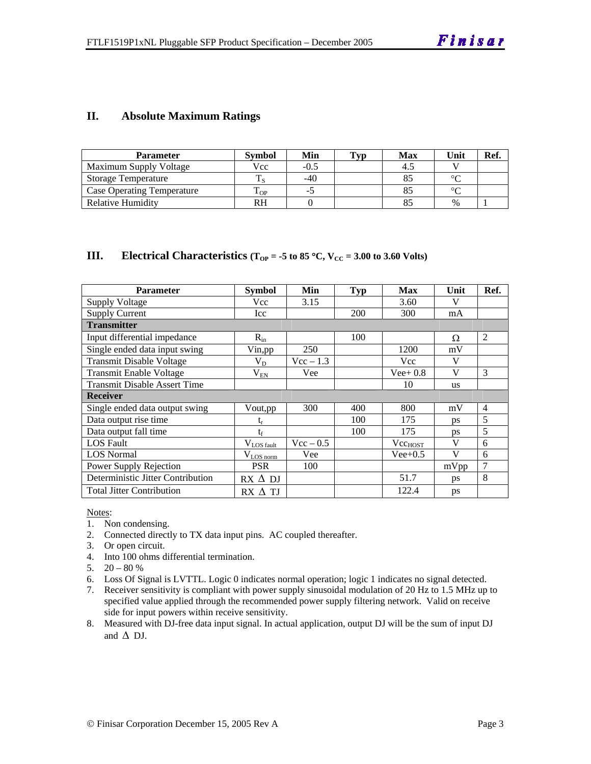## II. Absolute Maximum Ratings

| Parameter | Symbol | Min | Typ | Max | Unit | Ref. |
|---|---|---|---|---|---|---|
| Maximum Supply Voltage | Vcc | -0.5 | | 4.5 | V | |
| Storage Temperature | $T_S$ | -40 | | 85 | °C | |
| Case Operating Temperature | $T_{OP}$ | -5 | | 85 | °C | |
| Relative Humidity | RH | 0 | | 85 | % | 1 |

## III. Electrical Characteristics ($T_{OP}$ = -5 to 85 °C, $V_{CC}$ = 3.00 to 3.60 Volts)

| Parameter | Symbol | Min | Typ | Max | Unit | Ref. |
|---|---|---|---|---|---|---|
| Supply Voltage | Vcc | 3.15 | | 3.60 | V | |
| Supply Current | Icc | | 200 | 300 | mA | |
| **Transmitter** | | | | | | |
| Input differential impedance | $R_{in}$ | | 100 | | Ω | 2 |
| Single ended data input swing | Vin,pp | 250 | | 1200 | mV | |
| Transmit Disable Voltage | $V_D$ | Vcc – 1.3 | | Vcc | V | |
| Transmit Enable Voltage | $V_{EN}$ | Vee | | Vee+ 0.8 | V | 3 |
| Transmit Disable Assert Time | | | | 10 | us | |
| **Receiver** | | | | | | |
| Single ended data output swing | Vout,pp | 300 | 400 | 800 | mV | 4 |
| Data output rise time | $t_r$ | | 100 | 175 | ps | 5 |
| Data output fall time | $t_f$ | | 100 | 175 | ps | 5 |
| LOS Fault | $V_{LOS\ fault}$ | Vcc – 0.5 | | $Vcc_{HOST}$ | V | 6 |
| LOS Normal | $V_{LOS\ norm}$ | Vee | | Vee+0.5 | V | 6 |
| Power Supply Rejection | PSR | 100 | | | mVpp | 7 |
| Deterministic Jitter Contribution | RX Δ DJ | | | 51.7 | ps | 8 |
| Total Jitter Contribution | RX Δ TJ | | | 122.4 | ps | |

Notes:
1. Non condensing.
2. Connected directly to TX data input pins. AC coupled thereafter.
3. Or open circuit.
4. Into 100 ohms differential termination.
5. 20 – 80 %
6. Loss Of Signal is LVTTL. Logic 0 indicates normal operation; logic 1 indicates no signal detected.
7. Receiver sensitivity is compliant with power supply sinusoidal modulation of 20 Hz to 1.5 MHz up to specified value applied through the recommended power supply filtering network. Valid on receive side for input powers within receive sensitivity.
8. Measured with DJ-free data input signal. In actual application, output DJ will be the sum of input DJ and Δ DJ.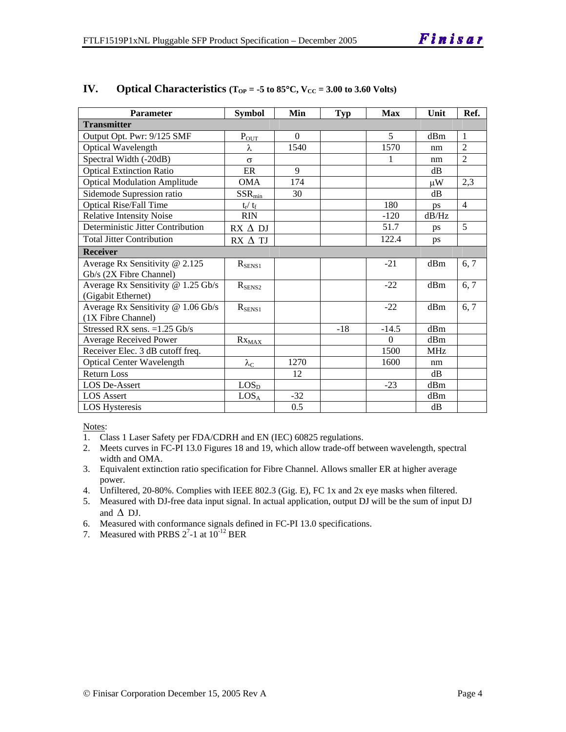## IV. Optical Characteristics ($T_{OP}$ = -5 to 85°C, $V_{CC}$ = 3.00 to 3.60 Volts)

| Parameter | Symbol | Min | Typ | Max | Unit | Ref. |
|---|---|---|---|---|---|---|
| **Transmitter** | | | | | | |
| Output Opt. Pwr: 9/125 SMF | $P_{OUT}$ | 0 | | 5 | dBm | 1 |
| Optical Wavelength | $\lambda$ | 1540 | | 1570 | nm | 2 |
| Spectral Width (-20dB) | $\sigma$ | | | 1 | nm | 2 |
| Optical Extinction Ratio | ER | 9 | | | dB | |
| Optical Modulation Amplitude | OMA | 174 | | | $\mu$W | 2,3 |
| Sidemode Supression ratio | $SSR_{min}$ | 30 | | | dB | |
| Optical Rise/Fall Time | $t_r / t_f$ | | | 180 | ps | 4 |
| Relative Intensity Noise | RIN | | | -120 | dB/Hz | |
| Deterministic Jitter Contribution | RX $\Delta$ DJ | | | 51.7 | ps | 5 |
| Total Jitter Contribution | RX $\Delta$ TJ | | | 122.4 | ps | |
| **Receiver** | | | | | | |
| Average Rx Sensitivity @ 2.125 Gb/s (2X Fibre Channel) | $R_{SENS1}$ | | | -21 | dBm | 6, 7 |
| Average Rx Sensitivity @ 1.25 Gb/s (Gigabit Ethernet) | $R_{SENS2}$ | | | -22 | dBm | 6, 7 |
| Average Rx Sensitivity @ 1.06 Gb/s (1X Fibre Channel) | $R_{SENS1}$ | | | -22 | dBm | 6, 7 |
| Stressed RX sens. =1.25 Gb/s | | | -18 | -14.5 | dBm | |
| Average Received Power | $Rx_{MAX}$ | | | 0 | dBm | |
| Receiver Elec. 3 dB cutoff freq. | | | | 1500 | MHz | |
| Optical Center Wavelength | $\lambda_C$ | 1270 | | 1600 | nm | |
| Return Loss | | 12 | | | dB | |
| LOS De-Assert | $LOS_D$ | | | -23 | dBm | |
| LOS Assert | $LOS_A$ | -32 | | | dBm | |
| LOS Hysteresis | | 0.5 | | | dB | |

Notes:

1. Class 1 Laser Safety per FDA/CDRH and EN (IEC) 60825 regulations.
2. Meets curves in FC-PI 13.0 Figures 18 and 19, which allow trade-off between wavelength, spectral width and OMA.
3. Equivalent extinction ratio specification for Fibre Channel. Allows smaller ER at higher average power.
4. Unfiltered, 20-80%. Complies with IEEE 802.3 (Gig. E), FC 1x and 2x eye masks when filtered.
5. Measured with DJ-free data input signal. In actual application, output DJ will be the sum of input DJ and $\Delta$ DJ.
6. Measured with conformance signals defined in FC-PI 13.0 specifications.
7. Measured with PRBS $2^7$-1 at $10^{-12}$ BER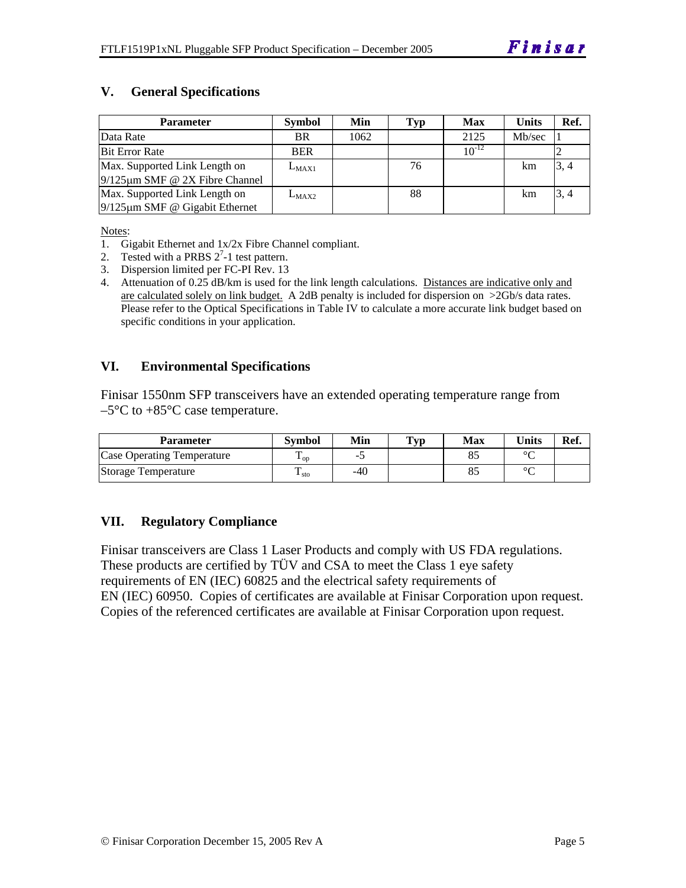## V. General Specifications

| Parameter | Symbol | Min | Typ | Max | Units | Ref. |
|---|---|---|---|---|---|---|
| Data Rate | BR | 1062 | | 2125 | Mb/sec | 1 |
| Bit Error Rate | BER | | | $10^{-12}$ | | 2 |
| Max. Supported Link Length on 9/125μm SMF @ 2X Fibre Channel | $L_{MAX1}$ | | 76 | | km | 3, 4 |
| Max. Supported Link Length on 9/125μm SMF @ Gigabit Ethernet | $L_{MAX2}$ | | 88 | | km | 3, 4 |

Notes:

1. Gigabit Ethernet and 1x/2x Fibre Channel compliant.
2. Tested with a PRBS $2^7$-1 test pattern.
3. Dispersion limited per FC-PI Rev. 13
4. Attenuation of 0.25 dB/km is used for the link length calculations. Distances are indicative only and are calculated solely on link budget. A 2dB penalty is included for dispersion on >2Gb/s data rates. Please refer to the Optical Specifications in Table IV to calculate a more accurate link budget based on specific conditions in your application.

## VI. Environmental Specifications

Finisar 1550nm SFP transceivers have an extended operating temperature range from –5°C to +85°C case temperature.

| Parameter | Symbol | Min | Typ | Max | Units | Ref. |
|---|---|---|---|---|---|---|
| Case Operating Temperature | $T_{op}$ | -5 | | 85 | °C | |
| Storage Temperature | $T_{sto}$ | -40 | | 85 | °C | |

## VII. Regulatory Compliance

Finisar transceivers are Class 1 Laser Products and comply with US FDA regulations. These products are certified by TÜV and CSA to meet the Class 1 eye safety requirements of EN (IEC) 60825 and the electrical safety requirements of EN (IEC) 60950. Copies of certificates are available at Finisar Corporation upon request. Copies of the referenced certificates are available at Finisar Corporation upon request.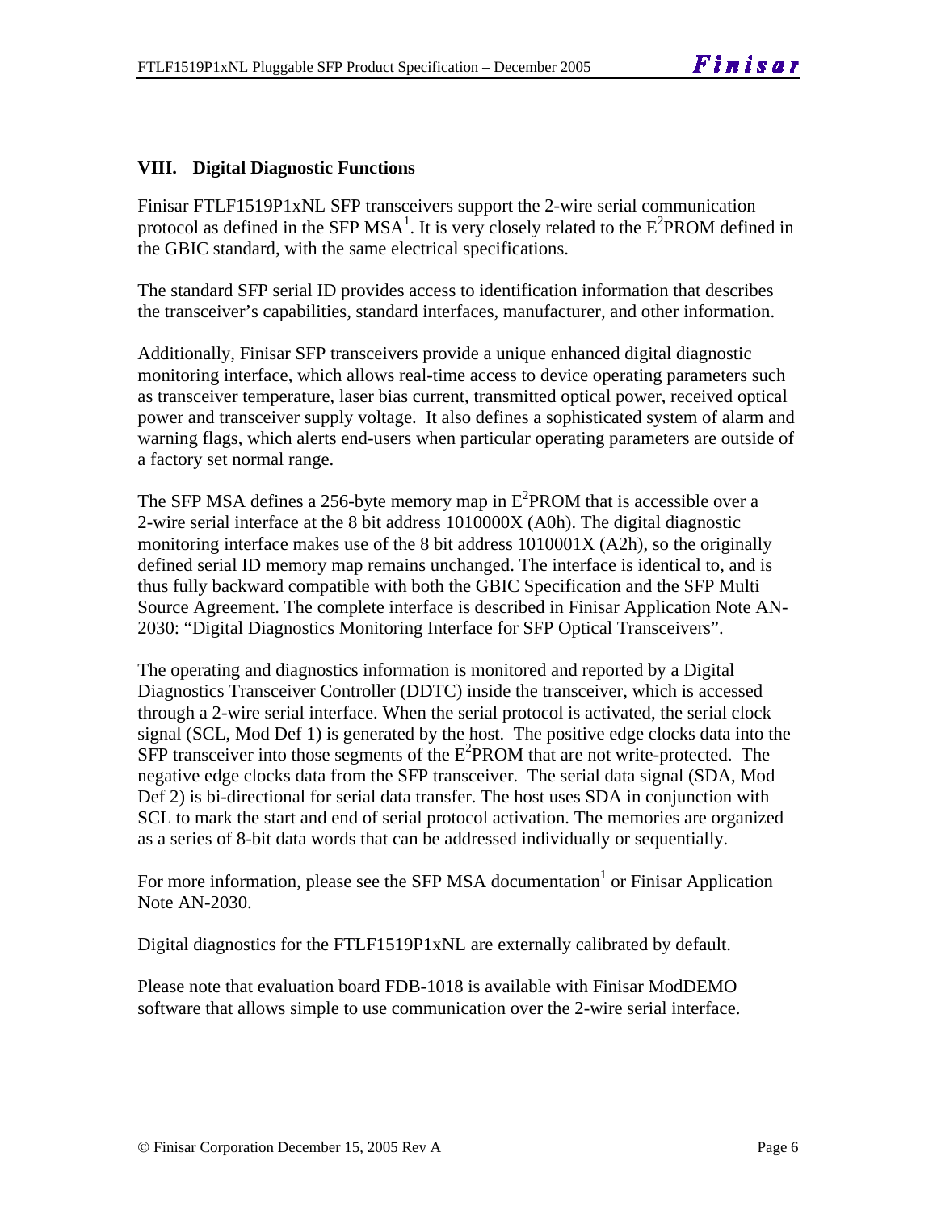## VIII. Digital Diagnostic Functions

Finisar FTLF1519P1xNL SFP transceivers support the 2-wire serial communication protocol as defined in the SFP MSA[1]. It is very closely related to the $E^2$PROM defined in the GBIC standard, with the same electrical specifications.

The standard SFP serial ID provides access to identification information that describes the transceiver's capabilities, standard interfaces, manufacturer, and other information.

Additionally, Finisar SFP transceivers provide a unique enhanced digital diagnostic monitoring interface, which allows real-time access to device operating parameters such as transceiver temperature, laser bias current, transmitted optical power, received optical power and transceiver supply voltage. It also defines a sophisticated system of alarm and warning flags, which alerts end-users when particular operating parameters are outside of a factory set normal range.

The SFP MSA defines a 256-byte memory map in $E^2$PROM that is accessible over a 2-wire serial interface at the 8 bit address 1010000X (A0h). The digital diagnostic monitoring interface makes use of the 8 bit address 1010001X (A2h), so the originally defined serial ID memory map remains unchanged. The interface is identical to, and is thus fully backward compatible with both the GBIC Specification and the SFP Multi Source Agreement. The complete interface is described in Finisar Application Note AN-2030: "Digital Diagnostics Monitoring Interface for SFP Optical Transceivers".

The operating and diagnostics information is monitored and reported by a Digital Diagnostics Transceiver Controller (DDTC) inside the transceiver, which is accessed through a 2-wire serial interface. When the serial protocol is activated, the serial clock signal (SCL, Mod Def 1) is generated by the host. The positive edge clocks data into the SFP transceiver into those segments of the $E^2$PROM that are not write-protected. The negative edge clocks data from the SFP transceiver. The serial data signal (SDA, Mod Def 2) is bi-directional for serial data transfer. The host uses SDA in conjunction with SCL to mark the start and end of serial protocol activation. The memories are organized as a series of 8-bit data words that can be addressed individually or sequentially.

For more information, please see the SFP MSA documentation[1] or Finisar Application Note AN-2030.

Digital diagnostics for the FTLF1519P1xNL are externally calibrated by default.

Please note that evaluation board FDB-1018 is available with Finisar ModDEMO software that allows simple to use communication over the 2-wire serial interface.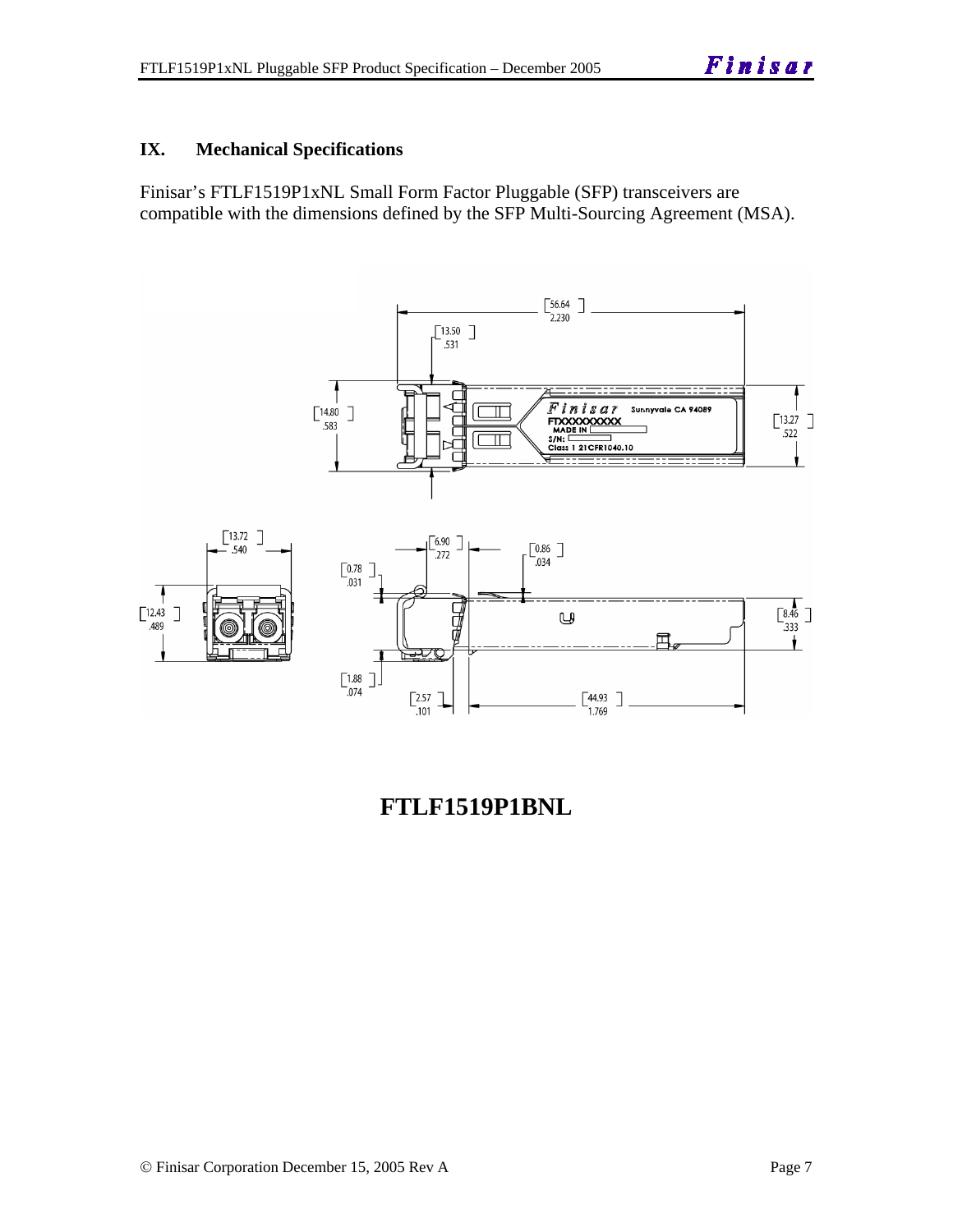## IX. Mechanical Specifications

Finisar's FTLF1519P1xNL Small Form Factor Pluggable (SFP) transceivers are compatible with the dimensions defined by the SFP Multi-Sourcing Agreement (MSA).

**FTLF1519P1BNL**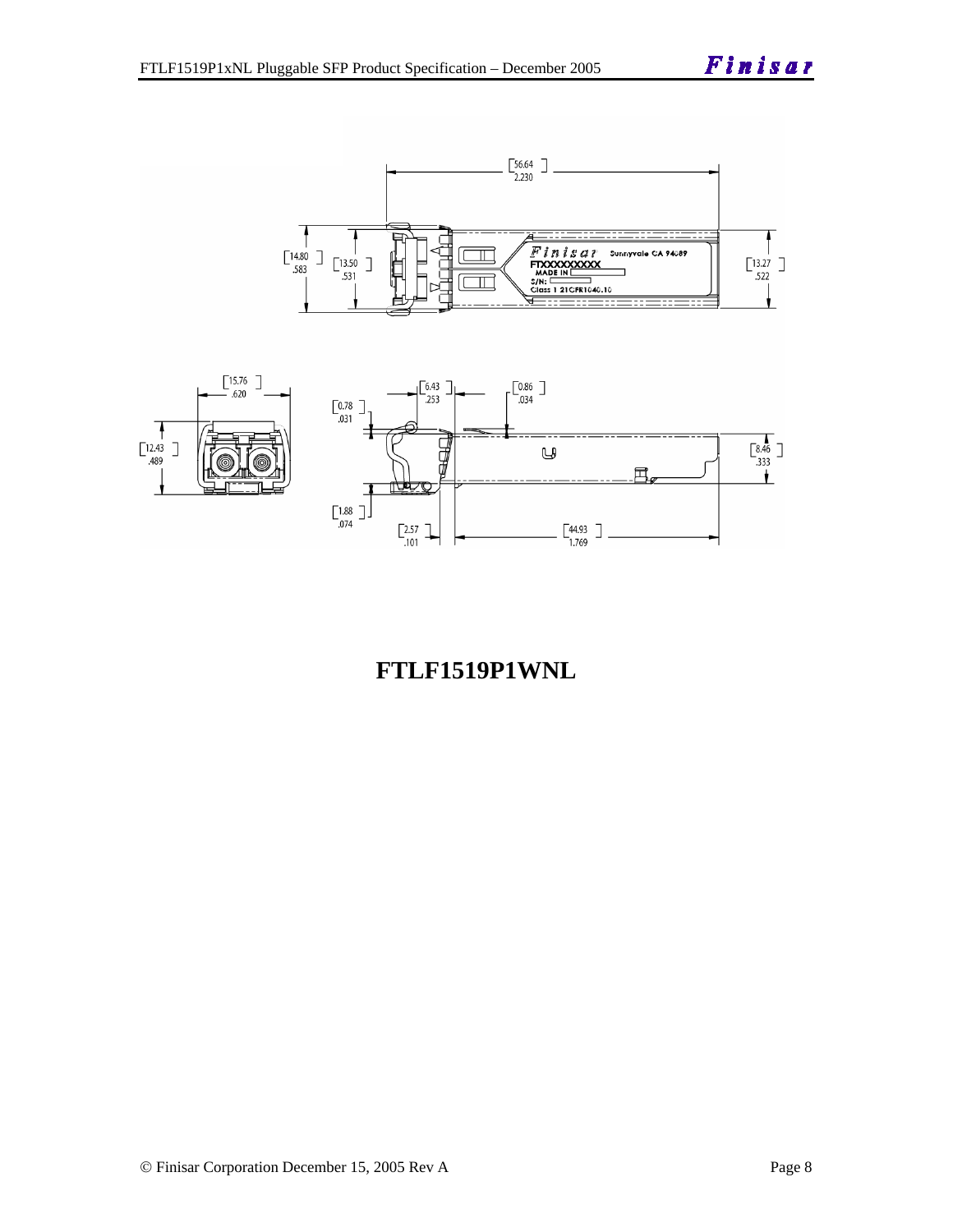**FTLF1519P1WNL**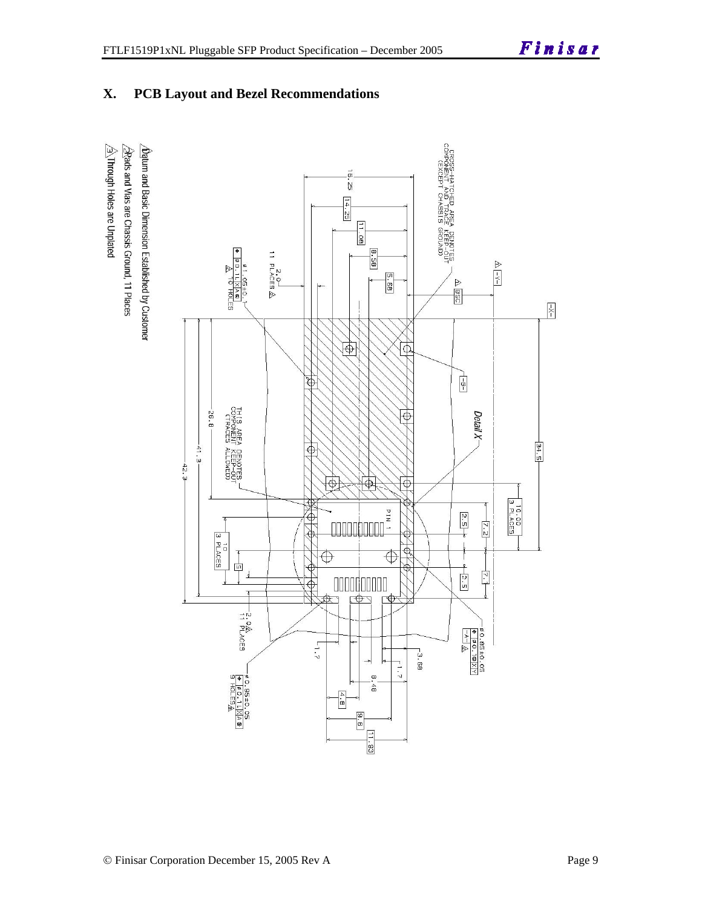## X. PCB Layout and Bezel Recommendations

1. Datum and Basic Dimension Established by Customer
2. Pads and Vias are Chassis Ground, 11 Places
3. Through Holes are Unplated

CROSS-HATCHED AREA DENOTES COMPONENT AND TRACE KEEP-OUT (EXCEPT CHASSIS GROUND)

THIS AREA DENOTES COMPONENT KEEP-OUT (TRACES ALLOWED)

Detail X

PIN 1

ø1.05±0.01 10 HOLES

ø0.85±0.05

ø0.95±0.05 9 HOLES

2.0 11 PLACES

10.00 3 PLACES

10 3 PLACES

16.25, 14.25, 11.08, 8.58, 5.68, 34.5, 26.8, 41.3, 42.3, 7.2, 2.5, 1.7, 3.68, 8.48, 4.8, 9.6, 11.93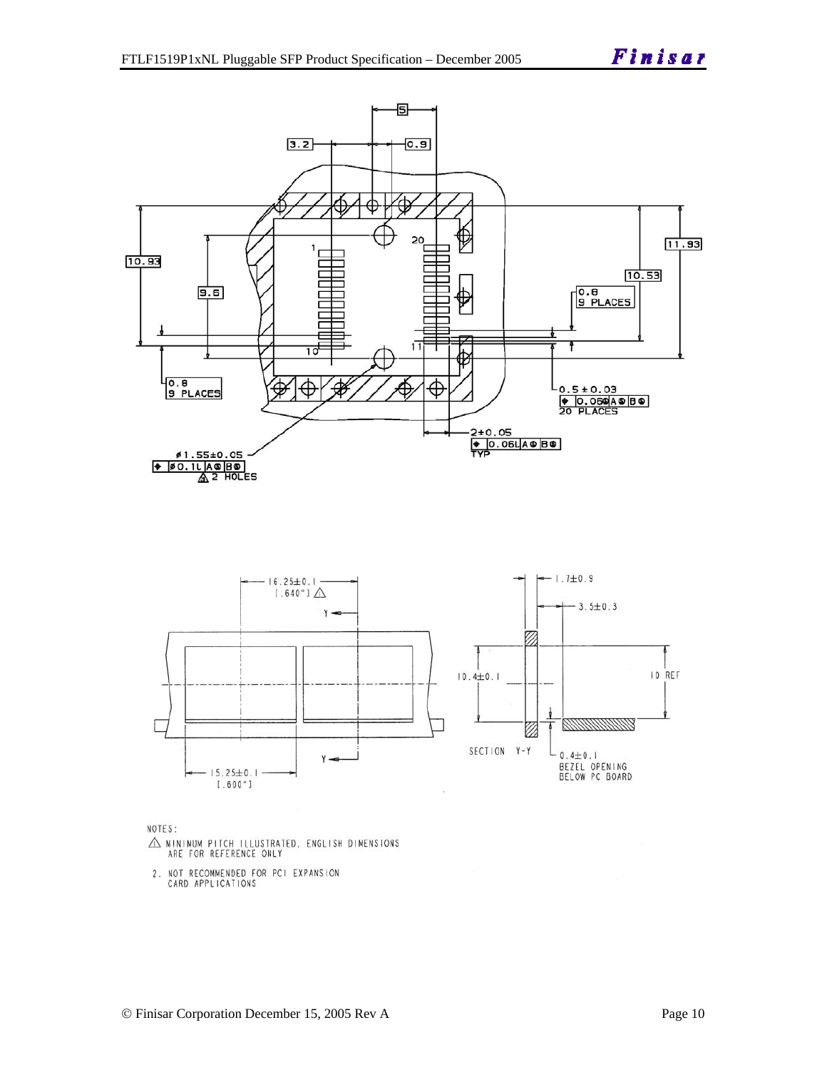NOTES:

1. MINIMUM PITCH ILLUSTRATED, ENGLISH DIMENSIONS ARE FOR REFERENCE ONLY
2. NOT RECOMMENDED FOR PCI EXPANSION CARD APPLICATIONS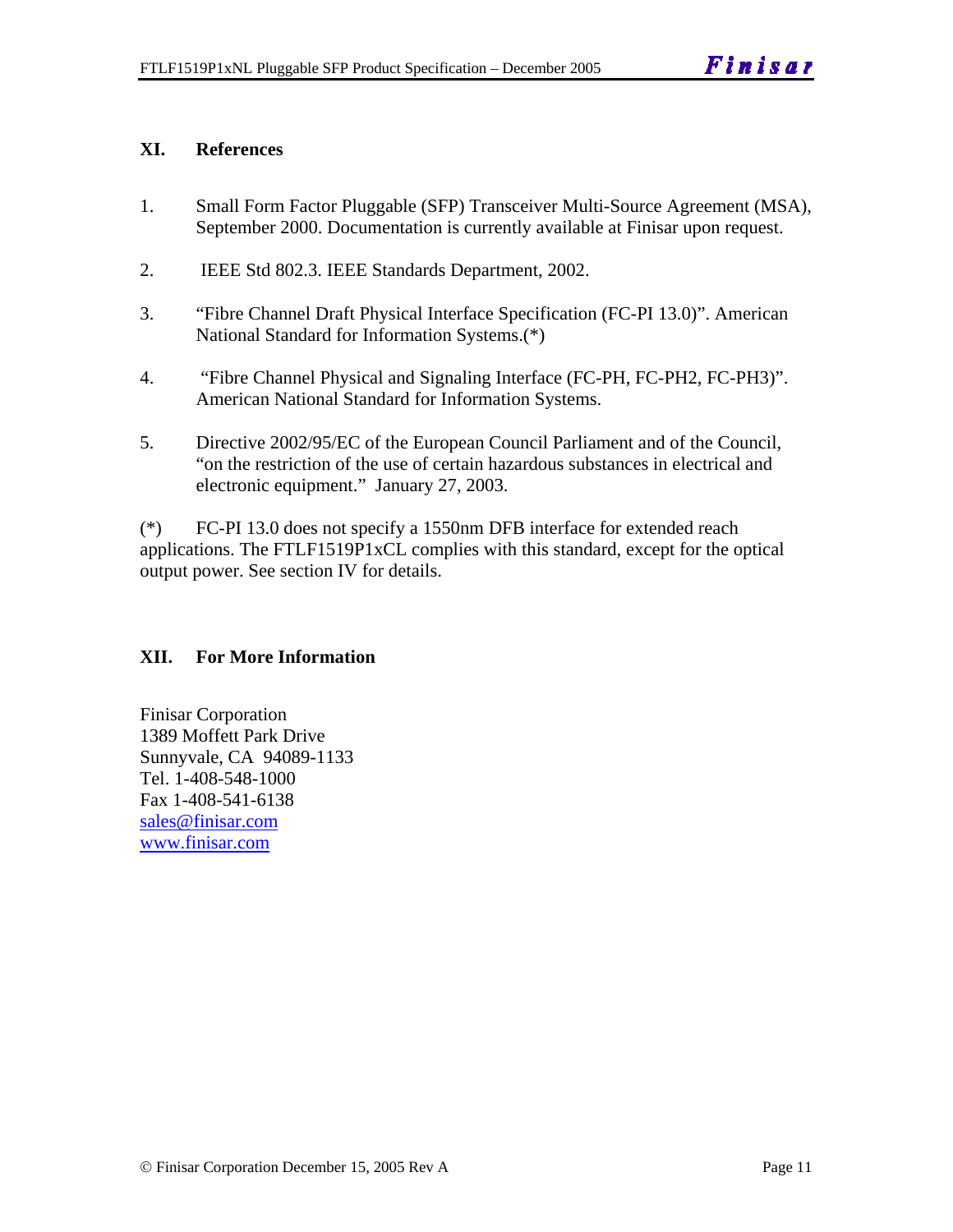## XI. References

1. Small Form Factor Pluggable (SFP) Transceiver Multi-Source Agreement (MSA), September 2000. Documentation is currently available at Finisar upon request.

2. IEEE Std 802.3. IEEE Standards Department, 2002.

3. "Fibre Channel Draft Physical Interface Specification (FC-PI 13.0)". American National Standard for Information Systems.(*)

4. "Fibre Channel Physical and Signaling Interface (FC-PH, FC-PH2, FC-PH3)". American National Standard for Information Systems.

5. Directive 2002/95/EC of the European Council Parliament and of the Council, "on the restriction of the use of certain hazardous substances in electrical and electronic equipment." January 27, 2003.

(*) FC-PI 13.0 does not specify a 1550nm DFB interface for extended reach applications. The FTLF1519P1xCL complies with this standard, except for the optical output power. See section IV for details.

## XII. For More Information

Finisar Corporation
1389 Moffett Park Drive
Sunnyvale, CA 94089-1133
Tel. 1-408-548-1000
Fax 1-408-541-6138
sales@finisar.com
www.finisar.com